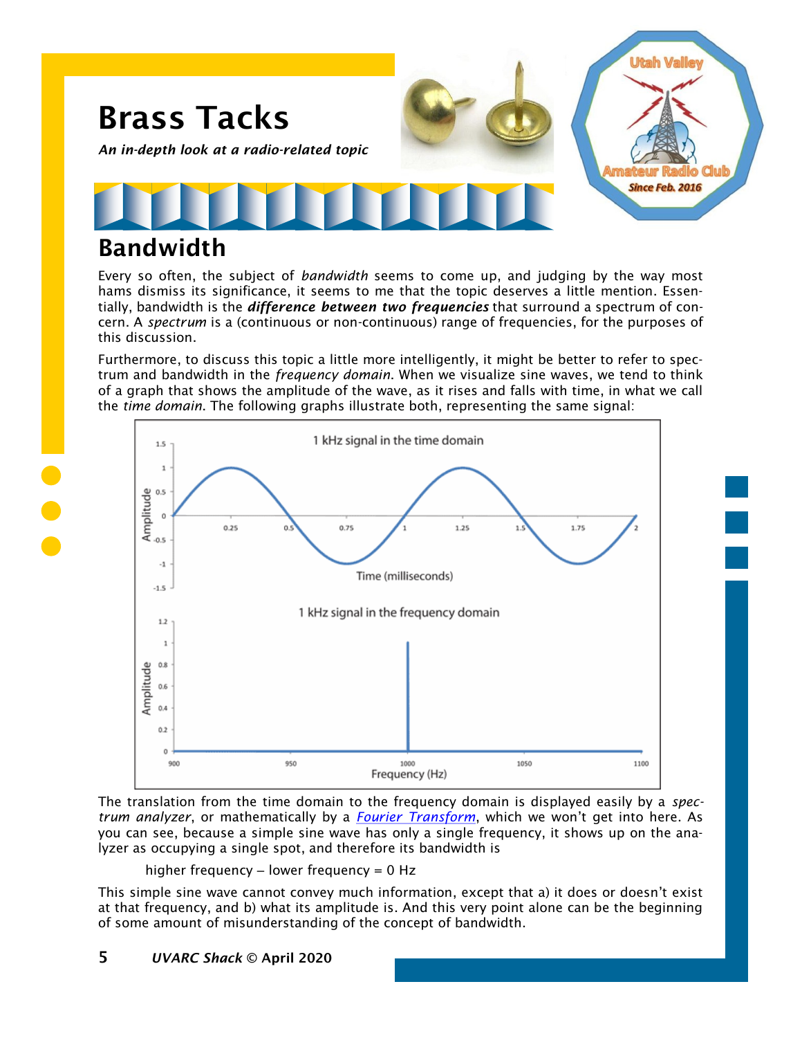# Brass Tacks

***An in-depth look at a radio-related topic***

## Bandwidth

Every so often, the subject of *bandwidth* seems to come up, and judging by the way most hams dismiss its significance, it seems to me that the topic deserves a little mention. Essentially, bandwidth is the ***difference between two frequencies*** that surround a spectrum of concern. A *spectrum* is a (continuous or non-continuous) range of frequencies, for the purposes of this discussion.

Furthermore, to discuss this topic a little more intelligently, it might be better to refer to spectrum and bandwidth in the *frequency domain*. When we visualize sine waves, we tend to think of a graph that shows the amplitude of the wave, as it rises and falls with time, in what we call the *time domain*. The following graphs illustrate both, representing the same signal:

The translation from the time domain to the frequency domain is displayed easily by a *spectrum analyzer*, or mathematically by a *Fourier Transform*, which we won't get into here. As you can see, because a simple sine wave has only a single frequency, it shows up on the analyzer as occupying a single spot, and therefore its bandwidth is

higher frequency – lower frequency = 0 Hz

This simple sine wave cannot convey much information, except that a) it does or doesn't exist at that frequency, and b) what its amplitude is. And this very point alone can be the beginning of some amount of misunderstanding of the concept of bandwidth.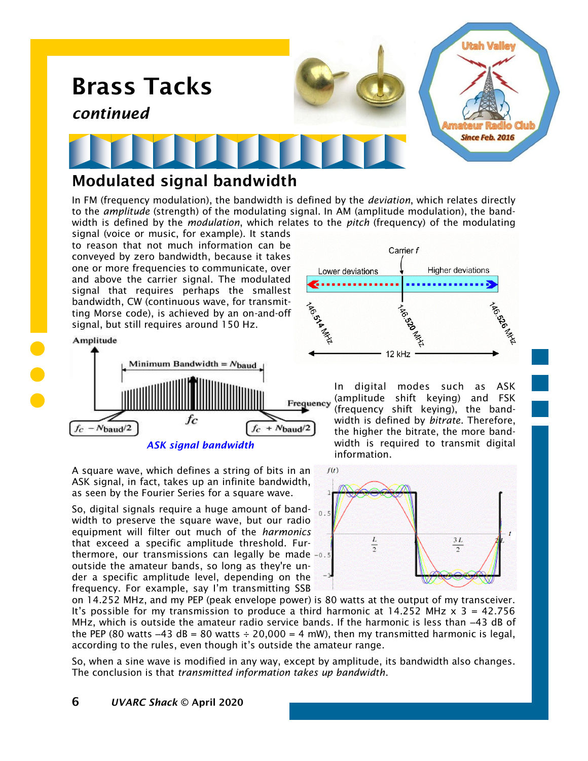# Brass Tacks

*continued*

## Modulated signal bandwidth

In FM (frequency modulation), the bandwidth is defined by the *deviation*, which relates directly to the *amplitude* (strength) of the modulating signal. In AM (amplitude modulation), the bandwidth is defined by the *modulation*, which relates to the *pitch* (frequency) of the modulating signal (voice or music, for example). It stands to reason that not much information can be conveyed by zero bandwidth, because it takes one or more frequencies to communicate, over and above the carrier signal. The modulated signal that requires perhaps the smallest bandwidth, CW (continuous wave, for transmitting Morse code), is achieved by an on-and-off signal, but still requires around 150 Hz.

*ASK signal bandwidth*

In digital modes such as ASK (amplitude shift keying) and FSK (frequency shift keying), the bandwidth is defined by *bitrate*. Therefore, the higher the bitrate, the more bandwidth is required to transmit digital information.

A square wave, which defines a string of bits in an ASK signal, in fact, takes up an infinite bandwidth, as seen by the Fourier Series for a square wave.

So, digital signals require a huge amount of bandwidth to preserve the square wave, but our radio equipment will filter out much of the *harmonics* that exceed a specific amplitude threshold. Furthermore, our transmissions can legally be made outside the amateur bands, so long as they're under a specific amplitude level, depending on the frequency. For example, say I'm transmitting SSB on 14.252 MHz, and my PEP (peak envelope power) is 80 watts at the output of my transceiver. It's possible for my transmission to produce a third harmonic at 14.252 MHz x 3 = 42.756 MHz, which is outside the amateur radio service bands. If the harmonic is less than –43 dB of the PEP (80 watts –43 dB = 80 watts ÷ 20,000 = 4 mW), then my transmitted harmonic is legal, according to the rules, even though it's outside the amateur range.

So, when a sine wave is modified in any way, except by amplitude, its bandwidth also changes. The conclusion is that *transmitted information takes up bandwidth*.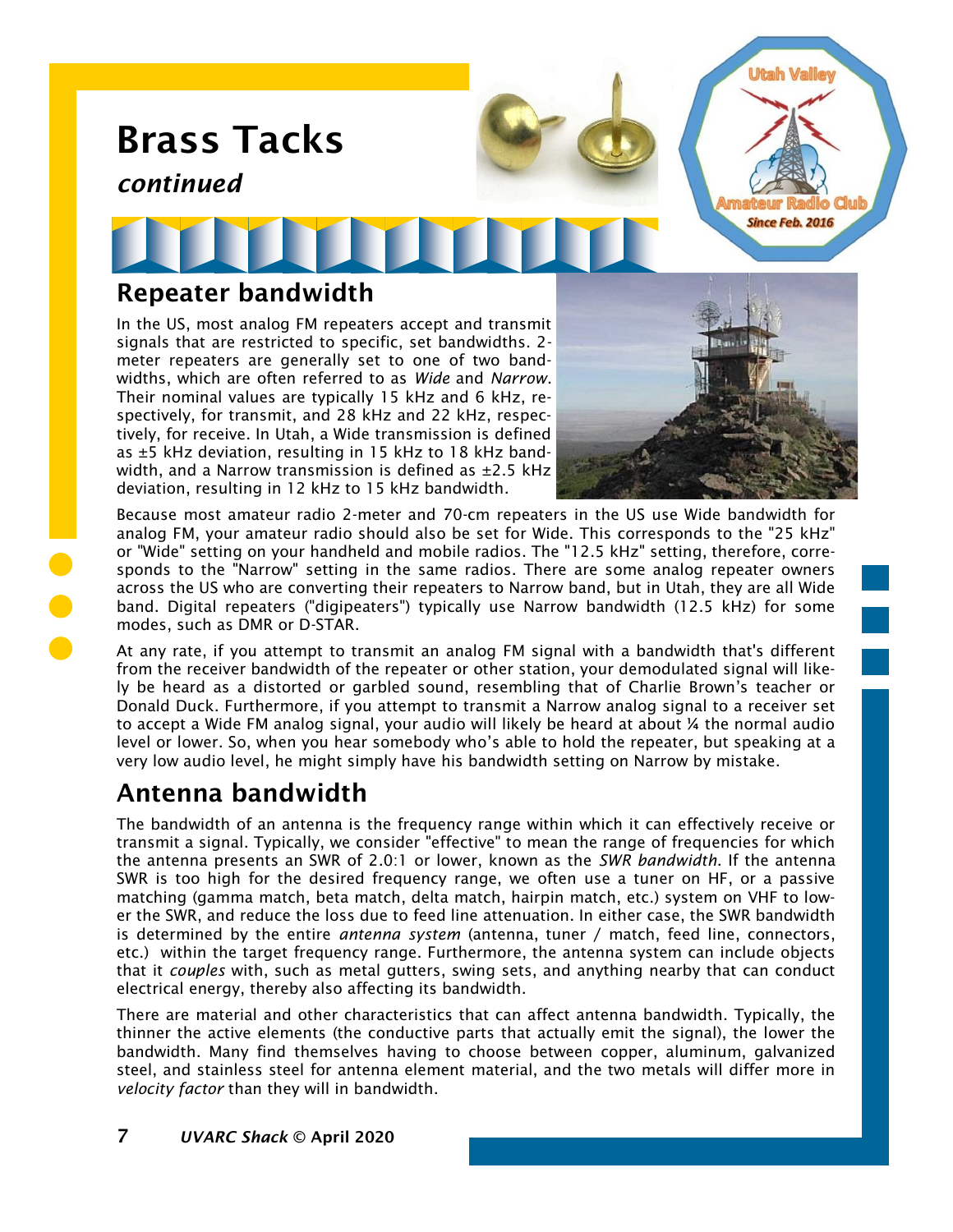# Brass Tacks

*continued*

## Repeater bandwidth

In the US, most analog FM repeaters accept and transmit signals that are restricted to specific, set bandwidths. 2-meter repeaters are generally set to one of two bandwidths, which are often referred to as *Wide* and *Narrow*. Their nominal values are typically 15 kHz and 6 kHz, respectively, for transmit, and 28 kHz and 22 kHz, respectively, for receive. In Utah, a Wide transmission is defined as ±5 kHz deviation, resulting in 15 kHz to 18 kHz bandwidth, and a Narrow transmission is defined as ±2.5 kHz deviation, resulting in 12 kHz to 15 kHz bandwidth.

Because most amateur radio 2-meter and 70-cm repeaters in the US use Wide bandwidth for analog FM, your amateur radio should also be set for Wide. This corresponds to the "25 kHz" or "Wide" setting on your handheld and mobile radios. The "12.5 kHz" setting, therefore, corresponds to the "Narrow" setting in the same radios. There are some analog repeater owners across the US who are converting their repeaters to Narrow band, but in Utah, they are all Wide band. Digital repeaters ("digipeaters") typically use Narrow bandwidth (12.5 kHz) for some modes, such as DMR or D-STAR.

At any rate, if you attempt to transmit an analog FM signal with a bandwidth that's different from the receiver bandwidth of the repeater or other station, your demodulated signal will likely be heard as a distorted or garbled sound, resembling that of Charlie Brown's teacher or Donald Duck. Furthermore, if you attempt to transmit a Narrow analog signal to a receiver set to accept a Wide FM analog signal, your audio will likely be heard at about ¼ the normal audio level or lower. So, when you hear somebody who's able to hold the repeater, but speaking at a very low audio level, he might simply have his bandwidth setting on Narrow by mistake.

## Antenna bandwidth

The bandwidth of an antenna is the frequency range within which it can effectively receive or transmit a signal. Typically, we consider "effective" to mean the range of frequencies for which the antenna presents an SWR of 2.0:1 or lower, known as the *SWR bandwidth*. If the antenna SWR is too high for the desired frequency range, we often use a tuner on HF, or a passive matching (gamma match, beta match, delta match, hairpin match, etc.) system on VHF to lower the SWR, and reduce the loss due to feed line attenuation. In either case, the SWR bandwidth is determined by the entire *antenna system* (antenna, tuner / match, feed line, connectors, etc.) within the target frequency range. Furthermore, the antenna system can include objects that it *couples* with, such as metal gutters, swing sets, and anything nearby that can conduct electrical energy, thereby also affecting its bandwidth.

There are material and other characteristics that can affect antenna bandwidth. Typically, the thinner the active elements (the conductive parts that actually emit the signal), the lower the bandwidth. Many find themselves having to choose between copper, aluminum, galvanized steel, and stainless steel for antenna element material, and the two metals will differ more in *velocity factor* than they will in bandwidth.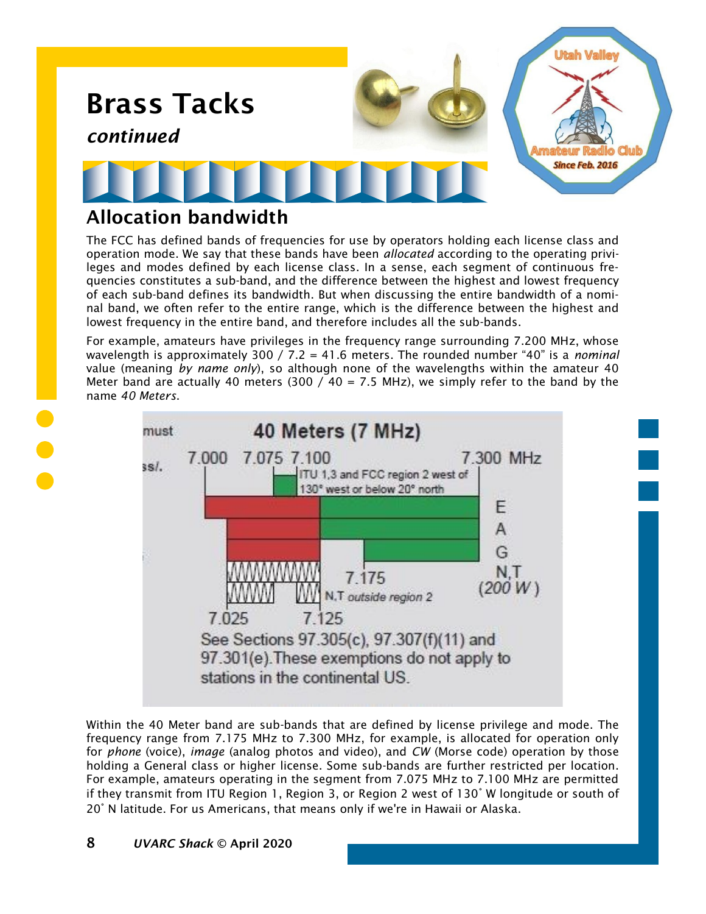# Brass Tacks

*continued*

## Allocation bandwidth

The FCC has defined bands of frequencies for use by operators holding each license class and operation mode. We say that these bands have been *allocated* according to the operating privileges and modes defined by each license class. In a sense, each segment of continuous frequencies constitutes a sub-band, and the difference between the highest and lowest frequency of each sub-band defines its bandwidth. But when discussing the entire bandwidth of a nominal band, we often refer to the entire range, which is the difference between the highest and lowest frequency in the entire band, and therefore includes all the sub-bands.

For example, amateurs have privileges in the frequency range surrounding 7.200 MHz, whose wavelength is approximately 300 / 7.2 = 41.6 meters. The rounded number "40" is a *nominal* value (meaning *by name only*), so although none of the wavelengths within the amateur 40 Meter band are actually 40 meters (300 / 40 = 7.5 MHz), we simply refer to the band by the name *40 Meters*.

Within the 40 Meter band are sub-bands that are defined by license privilege and mode. The frequency range from 7.175 MHz to 7.300 MHz, for example, is allocated for operation only for *phone* (voice), *image* (analog photos and video), and *CW* (Morse code) operation by those holding a General class or higher license. Some sub-bands are further restricted per location. For example, amateurs operating in the segment from 7.075 MHz to 7.100 MHz are permitted if they transmit from ITU Region 1, Region 3, or Region 2 west of 130˚ W longitude or south of 20˚ N latitude. For us Americans, that means only if we're in Hawaii or Alaska.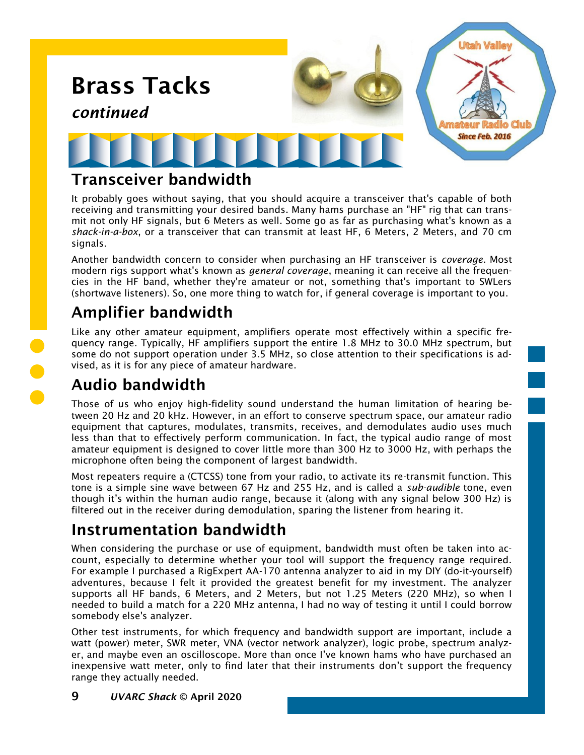# Brass Tacks

*continued*

## Transceiver bandwidth

It probably goes without saying, that you should acquire a transceiver that's capable of both receiving and transmitting your desired bands. Many hams purchase an "HF" rig that can transmit not only HF signals, but 6 Meters as well. Some go as far as purchasing what's known as a *shack-in-a-box*, or a transceiver that can transmit at least HF, 6 Meters, 2 Meters, and 70 cm signals.

Another bandwidth concern to consider when purchasing an HF transceiver is *coverage*. Most modern rigs support what's known as *general coverage*, meaning it can receive all the frequencies in the HF band, whether they're amateur or not, something that's important to SWLers (shortwave listeners). So, one more thing to watch for, if general coverage is important to you.

## Amplifier bandwidth

Like any other amateur equipment, amplifiers operate most effectively within a specific frequency range. Typically, HF amplifiers support the entire 1.8 MHz to 30.0 MHz spectrum, but some do not support operation under 3.5 MHz, so close attention to their specifications is advised, as it is for any piece of amateur hardware.

## Audio bandwidth

Those of us who enjoy high-fidelity sound understand the human limitation of hearing between 20 Hz and 20 kHz. However, in an effort to conserve spectrum space, our amateur radio equipment that captures, modulates, transmits, receives, and demodulates audio uses much less than that to effectively perform communication. In fact, the typical audio range of most amateur equipment is designed to cover little more than 300 Hz to 3000 Hz, with perhaps the microphone often being the component of largest bandwidth.

Most repeaters require a (CTCSS) tone from your radio, to activate its re-transmit function. This tone is a simple sine wave between 67 Hz and 255 Hz, and is called a *sub-audible* tone, even though it's within the human audio range, because it (along with any signal below 300 Hz) is filtered out in the receiver during demodulation, sparing the listener from hearing it.

## Instrumentation bandwidth

When considering the purchase or use of equipment, bandwidth must often be taken into account, especially to determine whether your tool will support the frequency range required. For example I purchased a RigExpert AA-170 antenna analyzer to aid in my DIY (do-it-yourself) adventures, because I felt it provided the greatest benefit for my investment. The analyzer supports all HF bands, 6 Meters, and 2 Meters, but not 1.25 Meters (220 MHz), so when I needed to build a match for a 220 MHz antenna, I had no way of testing it until I could borrow somebody else's analyzer.

Other test instruments, for which frequency and bandwidth support are important, include a watt (power) meter, SWR meter, VNA (vector network analyzer), logic probe, spectrum analyzer, and maybe even an oscilloscope. More than once I've known hams who have purchased an inexpensive watt meter, only to find later that their instruments don't support the frequency range they actually needed.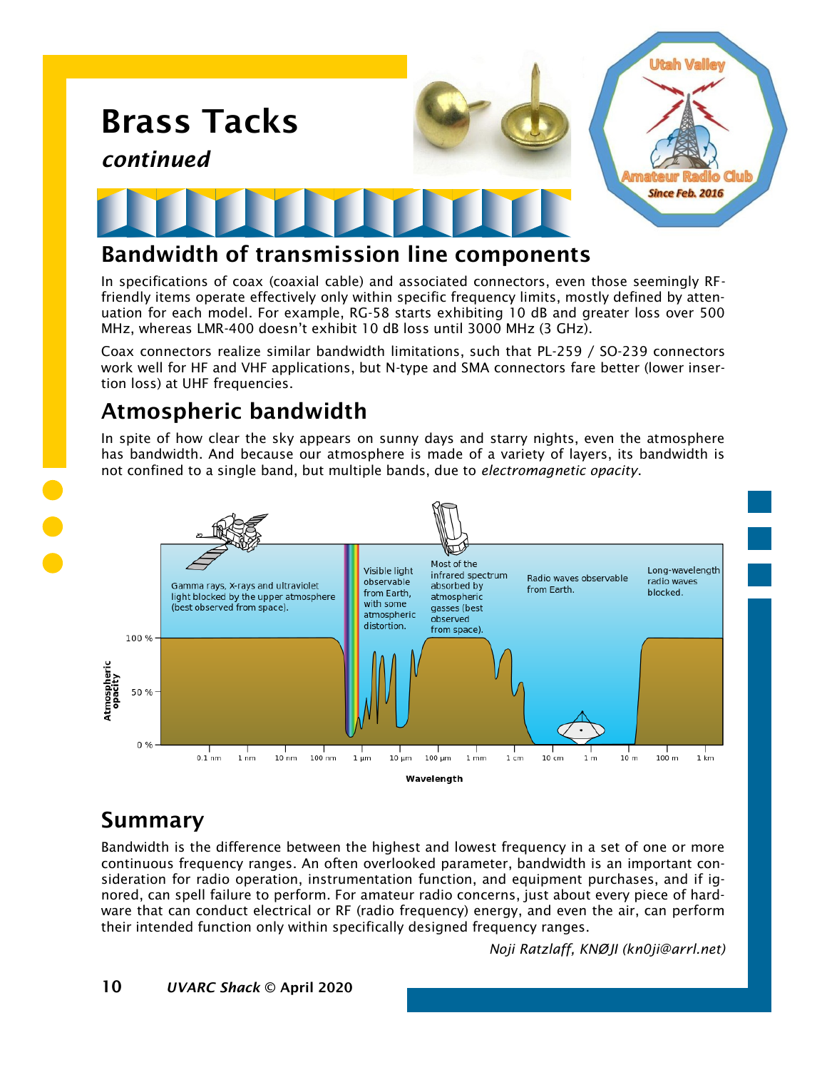# Brass Tacks

*continued*

## Bandwidth of transmission line components

In specifications of coax (coaxial cable) and associated connectors, even those seemingly RF-friendly items operate effectively only within specific frequency limits, mostly defined by attenuation for each model. For example, RG-58 starts exhibiting 10 dB and greater loss over 500 MHz, whereas LMR-400 doesn't exhibit 10 dB loss until 3000 MHz (3 GHz).

Coax connectors realize similar bandwidth limitations, such that PL-259 / SO-239 connectors work well for HF and VHF applications, but N-type and SMA connectors fare better (lower insertion loss) at UHF frequencies.

## Atmospheric bandwidth

In spite of how clear the sky appears on sunny days and starry nights, even the atmosphere has bandwidth. And because our atmosphere is made of a variety of layers, its bandwidth is not confined to a single band, but multiple bands, due to *electromagnetic opacity*.

Gamma rays, X-rays and ultraviolet light blocked by the upper atmosphere (best observed from space).

Visible light observable from Earth, with some atmospheric distortion.

Most of the infrared spectrum absorbed by atmospheric gasses (best observed from space).

Radio waves observable from Earth.

Long-wavelength radio waves blocked.

Atmospheric opacity

100 %

50 %

0 %

0.1 nm 1 nm 10 nm 100 nm 1 µm 10 µm 100 µm 1 mm 1 cm 10 cm 1 m 10 m 100 m 1 km

Wavelength

## Summary

Bandwidth is the difference between the highest and lowest frequency in a set of one or more continuous frequency ranges. An often overlooked parameter, bandwidth is an important consideration for radio operation, instrumentation function, and equipment purchases, and if ignored, can spell failure to perform. For amateur radio concerns, just about every piece of hardware that can conduct electrical or RF (radio frequency) energy, and even the air, can perform their intended function only within specifically designed frequency ranges.

*Noji Ratzlaff, KNØJI (kn0ji@arrl.net)*